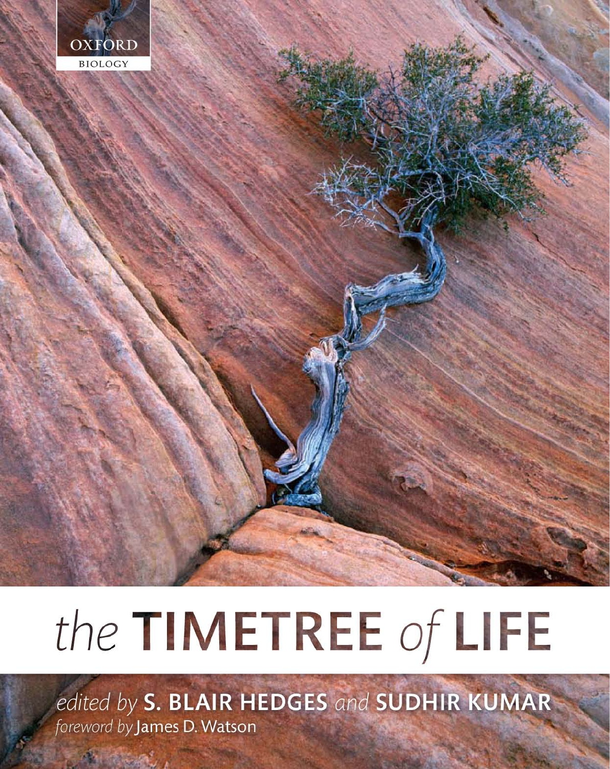OXFORD

BIOLOGY

# the TIMETREE of LIFE

*edited by* **S. BLAIR HEDGES** *and* **SUDHIR KUMAR**

*foreword by* James D. Watson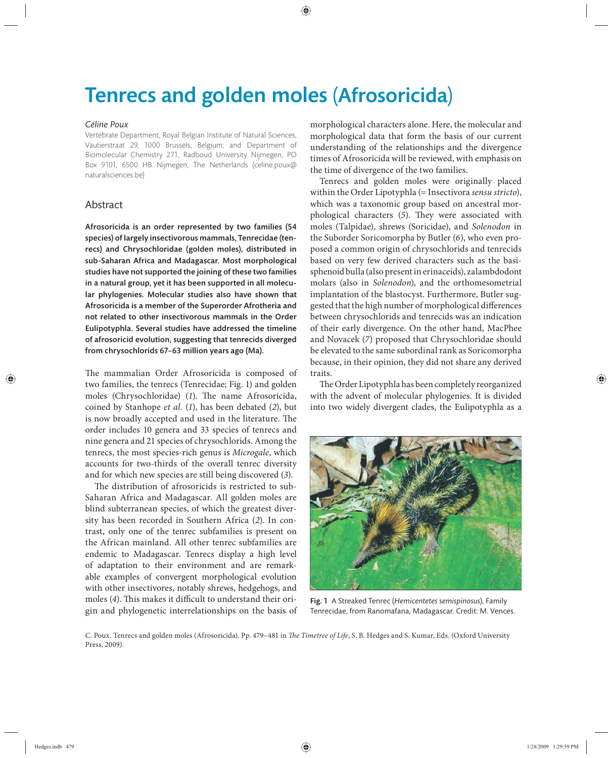# Tenrecs and golden moles (Afrosoricida)

*Céline Poux*

Vertebrate Department, Royal Belgian Institute of Natural Sciences, Vautierstraat 29, 1000 Brussels, Belgium; and Department of Biomolecular Chemistry 271, Radboud University Nijmegen, PO Box 9101, 6500 HB Nijmegen, The Netherlands (celine.poux@naturalsciences.be)

## Abstract

**Afrosoricida is an order represented by two families (54 species) of largely insectivorous mammals, Tenrecidae (tenrecs) and Chrysochloridae (golden moles), distributed in sub-Saharan Africa and Madagascar. Most morphological studies have not supported the joining of these two families in a natural group, yet it has been supported in all molecular phylogenies. Molecular studies also have shown that Afrosoricida is a member of the Superorder Afrotheria and not related to other insectivorous mammals in the Order Eulipotyphla. Several studies have addressed the timeline of afrosoricid evolution, suggesting that tenrecids diverged from chrysochlorids 67–63 million years ago (Ma).**

The mammalian Order Afrosoricida is composed of two families, the tenrecs (Tenrecidae; Fig. 1) and golden moles (Chrysochloridae) (*1*). The name Afrosoricida, coined by Stanhope *et al.* (*1*), has been debated (*2*), but is now broadly accepted and used in the literature. The order includes 10 genera and 33 species of tenrecs and nine genera and 21 species of chrysochlorids. Among the tenrecs, the most species-rich genus is *Microgale*, which accounts for two-thirds of the overall tenrec diversity and for which new species are still being discovered (*3*).

The distribution of afrosoricids is restricted to sub-Saharan Africa and Madagascar. All golden moles are blind subterranean species, of which the greatest diversity has been recorded in Southern Africa (*2*). In contrast, only one of the tenrec subfamilies is present on the African mainland. All other tenrec subfamilies are endemic to Madagascar. Tenrecs display a high level of adaptation to their environment and are remarkable examples of convergent morphological evolution with other insectivores, notably shrews, hedgehogs, and moles (*4*). This makes it difficult to understand their origin and phylogenetic interrelationships on the basis of morphological characters alone. Here, the molecular and morphological data that form the basis of our current understanding of the relationships and the divergence times of Afrosoricida will be reviewed, with emphasis on the time of divergence of the two families.

Tenrecs and golden moles were originally placed within the Order Lipotyphla (= Insectivora *sensu stricto*), which was a taxonomic group based on ancestral morphological characters (*5*). They were associated with moles (Talpidae), shrews (Soricidae), and *Solenodon* in the Suborder Soricomorpha by Butler (*6*), who even proposed a common origin of chrysochlorids and tenrecids based on very few derived characters such as the basisphenoid bulla (also present in erinaceids), zalambdodont molars (also in *Solenodon*), and the orthomesometrial implantation of the blastocyst. Furthermore, Butler suggested that the high number of morphological differences between chrysochlorids and tenrecids was an indication of their early divergence. On the other hand, MacPhee and Novacek (*7*) proposed that Chrysochloridae should be elevated to the same subordinal rank as Soricomorpha because, in their opinion, they did not share any derived traits.

The Order Lipotyphla has been completely reorganized with the advent of molecular phylogenies. It is divided into two widely divergent clades, the Eulipotyphla as a

Fig. 1 A Streaked Tenrec (*Hemicentetes semispinosus*), Family Tenrecidae, from Ranomafana, Madagascar. Credit: M. Vences.

C. Poux. Tenrecs and golden moles (Afrosoricida). Pp. 479–481 in *The Timetree of Life*, S. B. Hedges and S. Kumar, Eds. (Oxford University Press, 2009).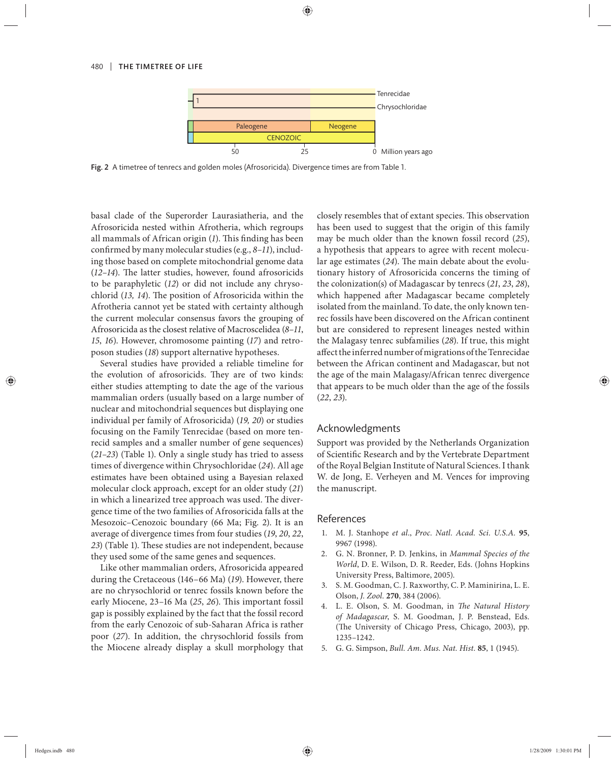Fig. 2 A timetree of tenrecs and golden moles (Afrosoricida). Divergence times are from Table 1.

basal clade of the Superorder Laurasiatheria, and the Afrosoricida nested within Afrotheria, which regroups all mammals of African origin (*1*). This finding has been confirmed by many molecular studies (e.g., *8–11*), including those based on complete mitochondrial genome data (*12–14*). The latter studies, however, found afrosoricids to be paraphyletic (*12*) or did not include any chrysochlorid (*13, 14*). The position of Afrosoricida within the Afrotheria cannot yet be stated with certainty although the current molecular consensus favors the grouping of Afrosoricida as the closest relative of Macroscelidea (*8–11*, *15*, *16*). However, chromosome painting (*17*) and retroposon studies (*18*) support alternative hypotheses.

Several studies have provided a reliable timeline for the evolution of afrosoricids. They are of two kinds: either studies attempting to date the age of the various mammalian orders (usually based on a large number of nuclear and mitochondrial sequences but displaying one individual per family of Afrosoricida) (*19, 20*) or studies focusing on the Family Tenrecidae (based on more tenrecid samples and a smaller number of gene sequences) (*21–23*) (Table 1). Only a single study has tried to assess times of divergence within Chrysochloridae (*24*). All age estimates have been obtained using a Bayesian relaxed molecular clock approach, except for an older study (*21*) in which a linearized tree approach was used. The divergence time of the two families of Afrosoricida falls at the Mesozoic–Cenozoic boundary (66 Ma; Fig. 2). It is an average of divergence times from four studies (*19*, *20*, *22*, *23*) (Table 1). These studies are not independent, because they used some of the same genes and sequences.

Like other mammalian orders, Afrosoricida appeared during the Cretaceous (146–66 Ma) (*19*). However, there are no chrysochlorid or tenrec fossils known before the early Miocene, 23–16 Ma (*25*, *26*). This important fossil gap is possibly explained by the fact that the fossil record from the early Cenozoic of sub-Saharan Africa is rather poor (*27*). In addition, the chrysochlorid fossils from the Miocene already display a skull morphology that closely resembles that of extant species. This observation has been used to suggest that the origin of this family may be much older than the known fossil record (*25*), a hypothesis that appears to agree with recent molecular age estimates (*24*). The main debate about the evolutionary history of Afrosoricida concerns the timing of the colonization(s) of Madagascar by tenrecs (*21*, *23*, *28*), which happened after Madagascar became completely isolated from the mainland. To date, the only known tenrec fossils have been discovered on the African continent but are considered to represent lineages nested within the Malagasy tenrec subfamilies (*28*). If true, this might affect the inferred number of migrations of the Tenrecidae between the African continent and Madagascar, but not the age of the main Malagasy/African tenrec divergence that appears to be much older than the age of the fossils (*22*, *23*).

## Acknowledgments

Support was provided by the Netherlands Organization of Scientific Research and by the Vertebrate Department of the Royal Belgian Institute of Natural Sciences. I thank W. de Jong, E. Verheyen and M. Vences for improving the manuscript.

## References

1. M. J. Stanhope *et al.*, *Proc. Natl. Acad. Sci. U.S.A.* **95**, 9967 (1998).
2. G. N. Bronner, P. D. Jenkins, in *Mammal Species of the World*, D. E. Wilson, D. R. Reeder, Eds. (Johns Hopkins University Press, Baltimore, 2005).
3. S. M. Goodman, C. J. Raxworthy, C. P. Maminirina, L. E. Olson, *J. Zool.* **270**, 384 (2006).
4. L. E. Olson, S. M. Goodman, in *The Natural History of Madagascar*, S. M. Goodman, J. P. Benstead, Eds. (The University of Chicago Press, Chicago, 2003), pp. 1235–1242.
5. G. G. Simpson, *Bull. Am. Mus. Nat. Hist.* **85**, 1 (1945).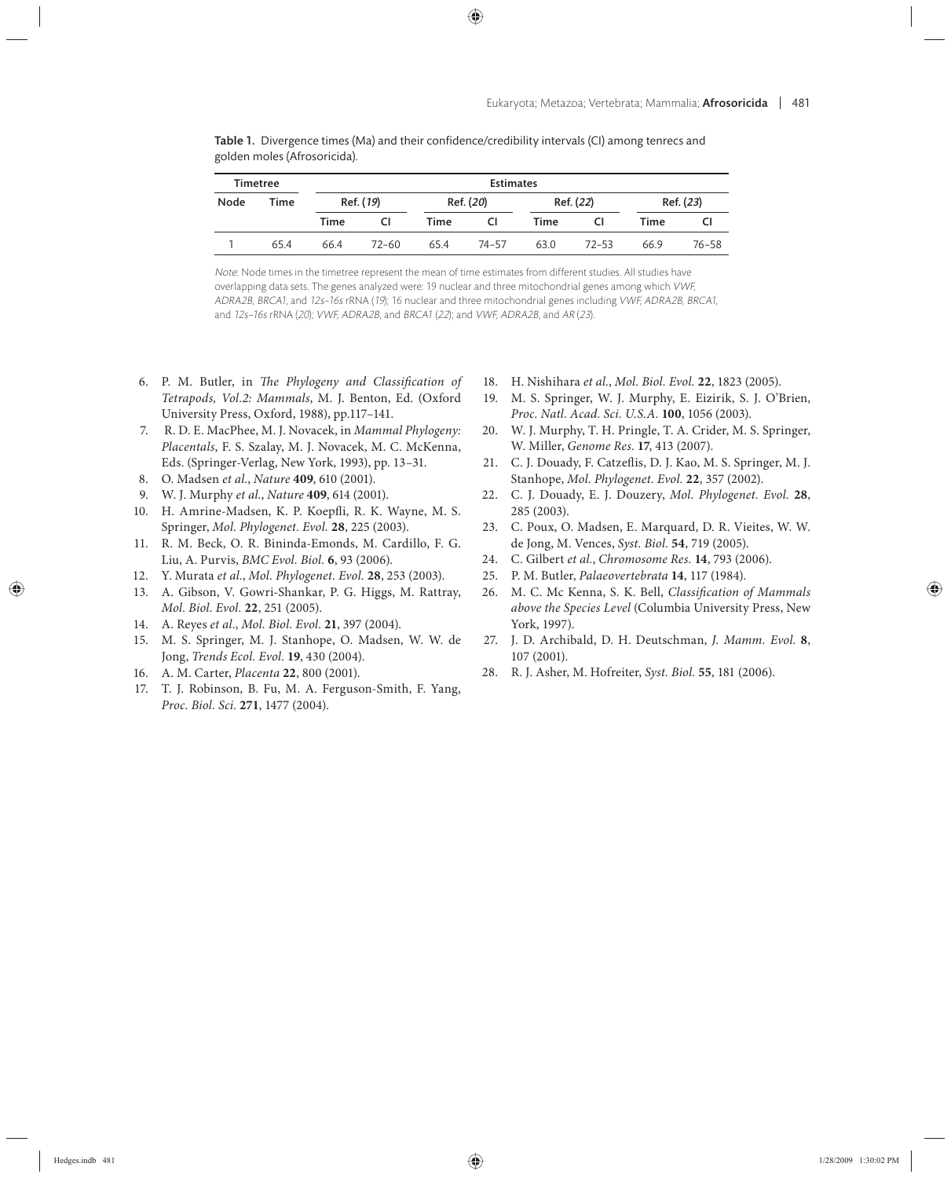**Table 1.** Divergence times (Ma) and their confidence/credibility intervals (CI) among tenrecs and golden moles (Afrosoricida).

| Timetree | | Estimates | | | | | | | |
|---|---|---|---|---|---|---|---|---|---|
| Node | Time | Ref. (*19*) | | Ref. (*20*) | | Ref. (*22*) | | Ref. (*23*) | |
| | | Time | CI | Time | CI | Time | CI | Time | CI |
| 1 | 65.4 | 66.4 | 72–60 | 65.4 | 74–57 | 63.0 | 72–53 | 66.9 | 76–58 |

*Note*: Node times in the timetree represent the mean of time estimates from different studies. All studies have overlapping data sets. The genes analyzed were: 19 nuclear and three mitochondrial genes among which *VWF*, *ADRA2B*, *BRCA1*, and *12s–16s* rRNA (*19*); 16 nuclear and three mitochondrial genes including *VWF*, *ADRA2B*, *BRCA1*, and *12s–16s* rRNA (*20*); *VWF*, *ADRA2B*, and *BRCA1* (*22*); and *VWF*, *ADRA2B*, and *AR* (*23*).

6. P. M. Butler, in *The Phylogeny and Classification of Tetrapods, Vol.2: Mammals*, M. J. Benton, Ed. (Oxford University Press, Oxford, 1988), pp.117–141.
7. R. D. E. MacPhee, M. J. Novacek, in *Mammal Phylogeny: Placentals*, F. S. Szalay, M. J. Novacek, M. C. McKenna, Eds. (Springer-Verlag, New York, 1993), pp. 13–31.
8. O. Madsen *et al.*, *Nature* **409**, 610 (2001).
9. W. J. Murphy *et al.*, *Nature* **409**, 614 (2001).
10. H. Amrine-Madsen, K. P. Koepfli, R. K. Wayne, M. S. Springer, *Mol. Phylogenet. Evol.* **28**, 225 (2003).
11. R. M. Beck, O. R. Bininda-Emonds, M. Cardillo, F. G. Liu, A. Purvis, *BMC Evol. Biol.* **6**, 93 (2006).
12. Y. Murata *et al.*, *Mol. Phylogenet. Evol.* **28**, 253 (2003).
13. A. Gibson, V. Gowri-Shankar, P. G. Higgs, M. Rattray, *Mol. Biol. Evol.* **22**, 251 (2005).
14. A. Reyes *et al.*, *Mol. Biol. Evol.* **21**, 397 (2004).
15. M. S. Springer, M. J. Stanhope, O. Madsen, W. W. de Jong, *Trends Ecol. Evol.* **19**, 430 (2004).
16. A. M. Carter, *Placenta* **22**, 800 (2001).
17. T. J. Robinson, B. Fu, M. A. Ferguson-Smith, F. Yang, *Proc. Biol. Sci.* **271**, 1477 (2004).
18. H. Nishihara *et al.*, *Mol. Biol. Evol.* **22**, 1823 (2005).
19. M. S. Springer, W. J. Murphy, E. Eizirik, S. J. O'Brien, *Proc. Natl. Acad. Sci. U.S.A.* **100**, 1056 (2003).
20. W. J. Murphy, T. H. Pringle, T. A. Crider, M. S. Springer, W. Miller, *Genome Res.* **17**, 413 (2007).
21. C. J. Douady, F. Catzeflis, D. J. Kao, M. S. Springer, M. J. Stanhope, *Mol. Phylogenet. Evol.* **22**, 357 (2002).
22. C. J. Douady, E. J. Douzery, *Mol. Phylogenet. Evol.* **28**, 285 (2003).
23. C. Poux, O. Madsen, E. Marquard, D. R. Vieites, W. W. de Jong, M. Vences, *Syst. Biol.* **54**, 719 (2005).
24. C. Gilbert *et al.*, *Chromosome Res.* **14**, 793 (2006).
25. P. M. Butler, *Palaeovertebrata* **14**, 117 (1984).
26. M. C. Mc Kenna, S. K. Bell, *Classification of Mammals above the Species Level* (Columbia University Press, New York, 1997).
27. J. D. Archibald, D. H. Deutschman, *J. Mamm. Evol.* **8**, 107 (2001).
28. R. J. Asher, M. Hofreiter, *Syst. Biol.* **55**, 181 (2006).